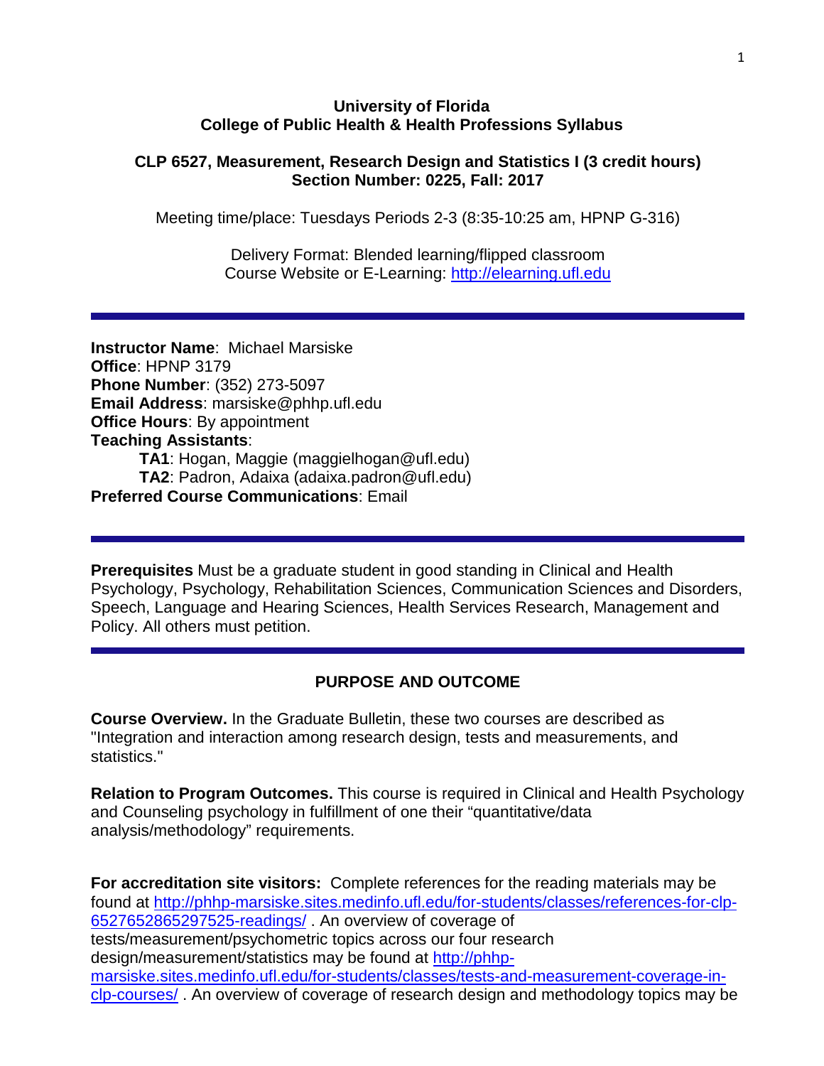**University of Florida**
**College of Public Health & Health Professions Syllabus**

**CLP 6527, Measurement, Research Design and Statistics I (3 credit hours)**
**Section Number: 0225, Fall: 2017**

Meeting time/place: Tuesdays Periods 2-3 (8:35-10:25 am, HPNP G-316)

Delivery Format: Blended learning/flipped classroom
Course Website or E-Learning: http://elearning.ufl.edu

---

**Instructor Name**: Michael Marsiske
**Office**: HPNP 3179
**Phone Number**: (352) 273-5097
**Email Address**: marsiske@phhp.ufl.edu
**Office Hours**: By appointment
**Teaching Assistants**:
**TA1**: Hogan, Maggie (maggielhogan@ufl.edu)
**TA2**: Padron, Adaixa (adaixa.padron@ufl.edu)
**Preferred Course Communications**: Email

---

**Prerequisites** Must be a graduate student in good standing in Clinical and Health Psychology, Psychology, Rehabilitation Sciences, Communication Sciences and Disorders, Speech, Language and Hearing Sciences, Health Services Research, Management and Policy. All others must petition.

---

## PURPOSE AND OUTCOME

**Course Overview.** In the Graduate Bulletin, these two courses are described as "Integration and interaction among research design, tests and measurements, and statistics."

**Relation to Program Outcomes.** This course is required in Clinical and Health Psychology and Counseling psychology in fulfillment of one their "quantitative/data analysis/methodology" requirements.

**For accreditation site visitors:** Complete references for the reading materials may be found at http://phhp-marsiske.sites.medinfo.ufl.edu/for-students/classes/references-for-clp-6527652865297525-readings/ . An overview of coverage of tests/measurement/psychometric topics across our four research design/measurement/statistics may be found at http://phhp-marsiske.sites.medinfo.ufl.edu/for-students/classes/tests-and-measurement-coverage-in-clp-courses/ . An overview of coverage of research design and methodology topics may be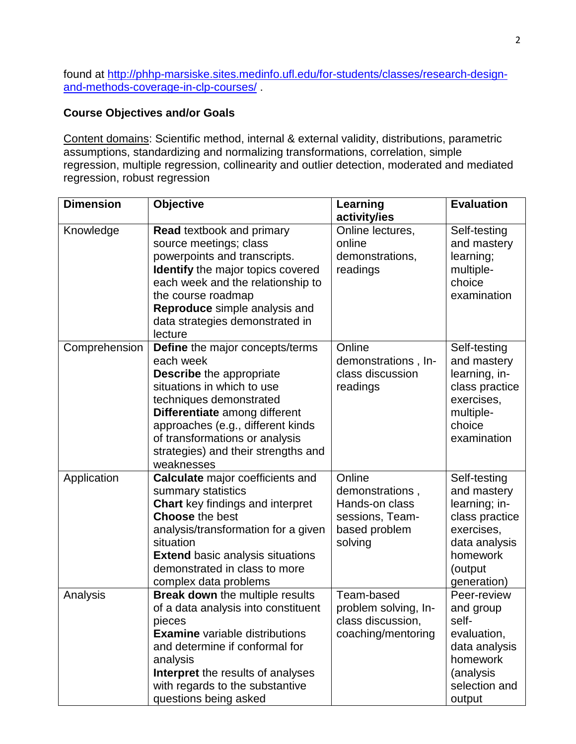found at [http://phhp-marsiske.sites.medinfo.ufl.edu/for-students/classes/research-design-and-methods-coverage-in-clp-courses/](http://phhp-marsiske.sites.medinfo.ufl.edu/for-students/classes/research-design-and-methods-coverage-in-clp-courses/) .

**Course Objectives and/or Goals**

Content domains: Scientific method, internal & external validity, distributions, parametric assumptions, standardizing and normalizing transformations, correlation, simple regression, multiple regression, collinearity and outlier detection, moderated and mediated regression, robust regression

| Dimension | Objective | Learning activity/ies | Evaluation |
|---|---|---|---|
| Knowledge | **Read** textbook and primary source meetings; class powerpoints and transcripts.<br>**Identify** the major topics covered each week and the relationship to the course roadmap<br>**Reproduce** simple analysis and data strategies demonstrated in lecture | Online lectures, online demonstrations, readings | Self-testing and mastery learning; multiple-choice examination |
| Comprehension | **Define** the major concepts/terms each week<br>**Describe** the appropriate situations in which to use techniques demonstrated<br>**Differentiate** among different approaches (e.g., different kinds of transformations or analysis strategies) and their strengths and weaknesses | Online demonstrations , In-class discussion readings | Self-testing and mastery learning, in-class practice exercises, multiple-choice examination |
| Application | **Calculate** major coefficients and summary statistics<br>**Chart** key findings and interpret<br>**Choose** the best analysis/transformation for a given situation<br>**Extend** basic analysis situations demonstrated in class to more complex data problems | Online demonstrations , Hands-on class sessions, Team-based problem solving | Self-testing and mastery learning; in-class practice exercises, data analysis homework (output generation) |
| Analysis | **Break down** the multiple results of a data analysis into constituent pieces<br>**Examine** variable distributions and determine if conformal for analysis<br>**Interpret** the results of analyses with regards to the substantive questions being asked | Team-based problem solving, In-class discussion, coaching/mentoring | Peer-review and group self-evaluation, data analysis homework (analysis selection and output |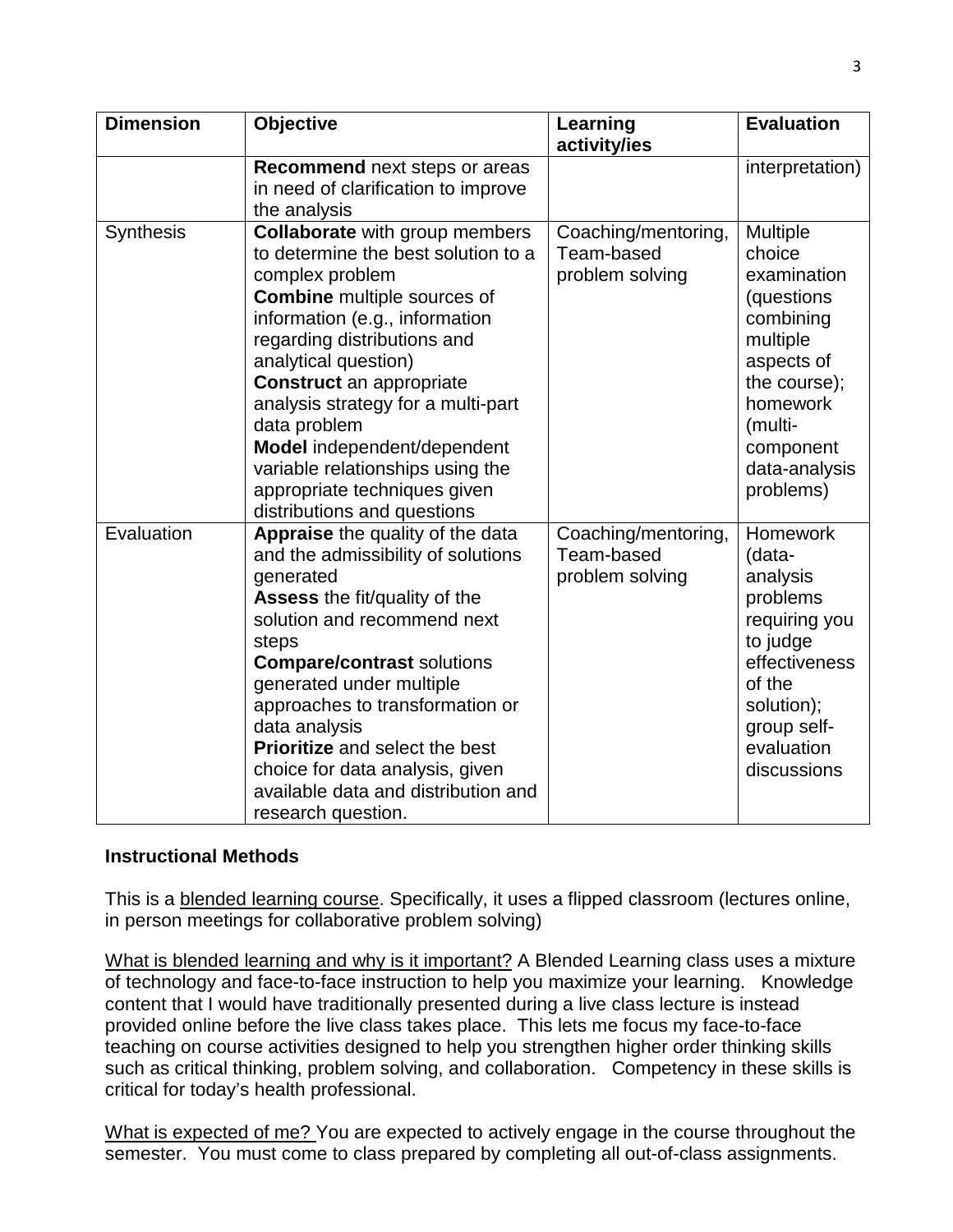| Dimension | Objective | Learning activity/ies | Evaluation |
|---|---|---|---|
| | **Recommend** next steps or areas in need of clarification to improve the analysis | | interpretation) |
| Synthesis | **Collaborate** with group members to determine the best solution to a complex problem<br>**Combine** multiple sources of information (e.g., information regarding distributions and analytical question)<br>**Construct** an appropriate analysis strategy for a multi-part data problem<br>**Model** independent/dependent variable relationships using the appropriate techniques given distributions and questions | Coaching/mentoring, Team-based problem solving | Multiple choice examination (questions combining multiple aspects of the course); homework (multi-component data-analysis problems) |
| Evaluation | **Appraise** the quality of the data and the admissibility of solutions generated<br>**Assess** the fit/quality of the solution and recommend next steps<br>**Compare/contrast** solutions generated under multiple approaches to transformation or data analysis<br>**Prioritize** and select the best choice for data analysis, given available data and distribution and research question. | Coaching/mentoring, Team-based problem solving | Homework (data-analysis problems requiring you to judge effectiveness of the solution); group self-evaluation discussions |

**Instructional Methods**

This is a blended learning course. Specifically, it uses a flipped classroom (lectures online, in person meetings for collaborative problem solving)

What is blended learning and why is it important? A Blended Learning class uses a mixture of technology and face-to-face instruction to help you maximize your learning. Knowledge content that I would have traditionally presented during a live class lecture is instead provided online before the live class takes place. This lets me focus my face-to-face teaching on course activities designed to help you strengthen higher order thinking skills such as critical thinking, problem solving, and collaboration. Competency in these skills is critical for today's health professional.

What is expected of me? You are expected to actively engage in the course throughout the semester. You must come to class prepared by completing all out-of-class assignments.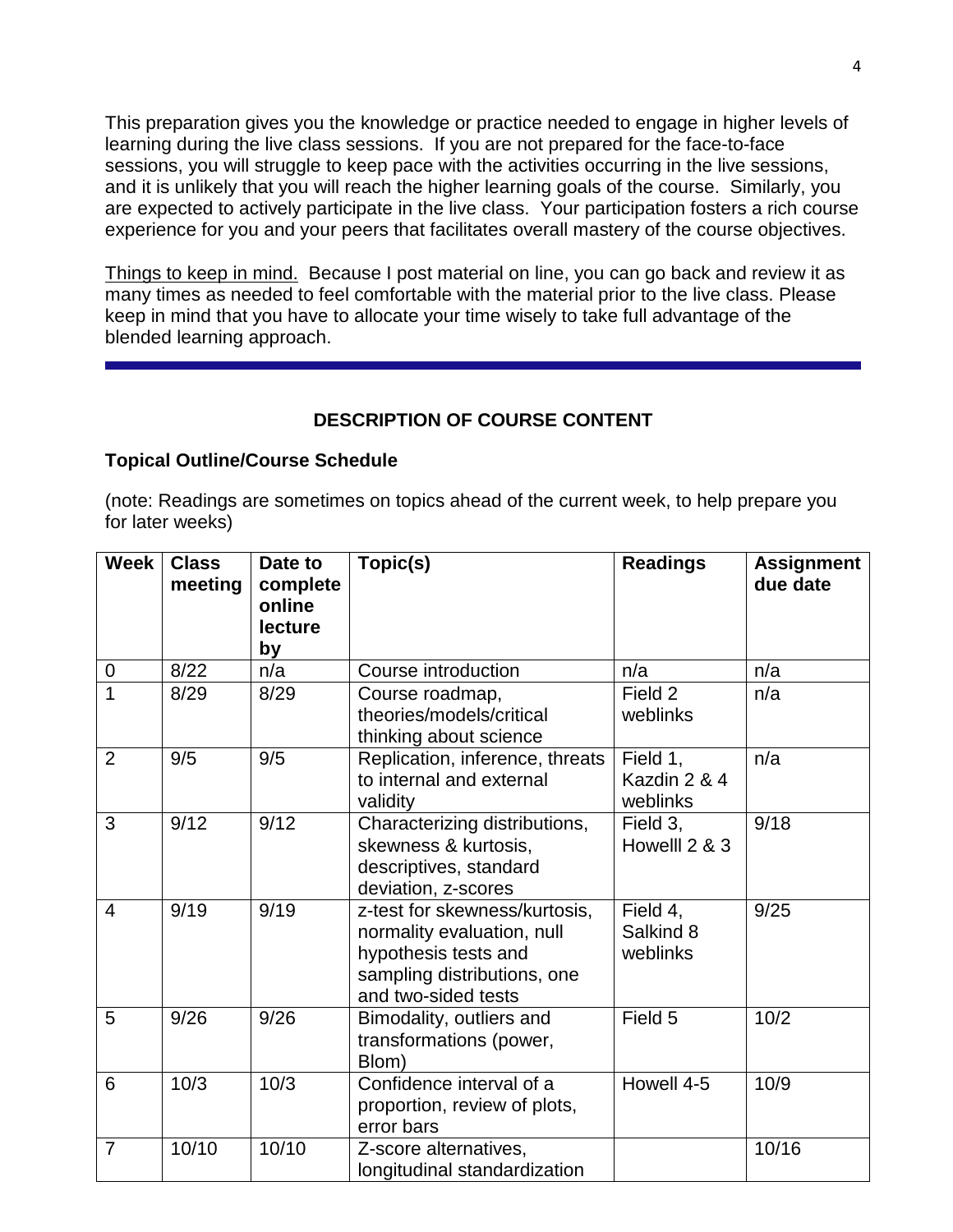This preparation gives you the knowledge or practice needed to engage in higher levels of learning during the live class sessions. If you are not prepared for the face-to-face sessions, you will struggle to keep pace with the activities occurring in the live sessions, and it is unlikely that you will reach the higher learning goals of the course. Similarly, you are expected to actively participate in the live class. Your participation fosters a rich course experience for you and your peers that facilitates overall mastery of the course objectives.

Things to keep in mind. Because I post material on line, you can go back and review it as many times as needed to feel comfortable with the material prior to the live class. Please keep in mind that you have to allocate your time wisely to take full advantage of the blended learning approach.

---

## DESCRIPTION OF COURSE CONTENT

### Topical Outline/Course Schedule

(note: Readings are sometimes on topics ahead of the current week, to help prepare you for later weeks)

| Week | Class meeting | Date to complete online lecture by | Topic(s) | Readings | Assignment due date |
|---|---|---|---|---|---|
| 0 | 8/22 | n/a | Course introduction | n/a | n/a |
| 1 | 8/29 | 8/29 | Course roadmap, theories/models/critical thinking about science | Field 2 weblinks | n/a |
| 2 | 9/5 | 9/5 | Replication, inference, threats to internal and external validity | Field 1, Kazdin 2 & 4 weblinks | n/a |
| 3 | 9/12 | 9/12 | Characterizing distributions, skewness & kurtosis, descriptives, standard deviation, z-scores | Field 3, Howelll 2 & 3 | 9/18 |
| 4 | 9/19 | 9/19 | z-test for skewness/kurtosis, normality evaluation, null hypothesis tests and sampling distributions, one and two-sided tests | Field 4, Salkind 8 weblinks | 9/25 |
| 5 | 9/26 | 9/26 | Bimodality, outliers and transformations (power, Blom) | Field 5 | 10/2 |
| 6 | 10/3 | 10/3 | Confidence interval of a proportion, review of plots, error bars | Howell 4-5 | 10/9 |
| 7 | 10/10 | 10/10 | Z-score alternatives, longitudinal standardization | | 10/16 |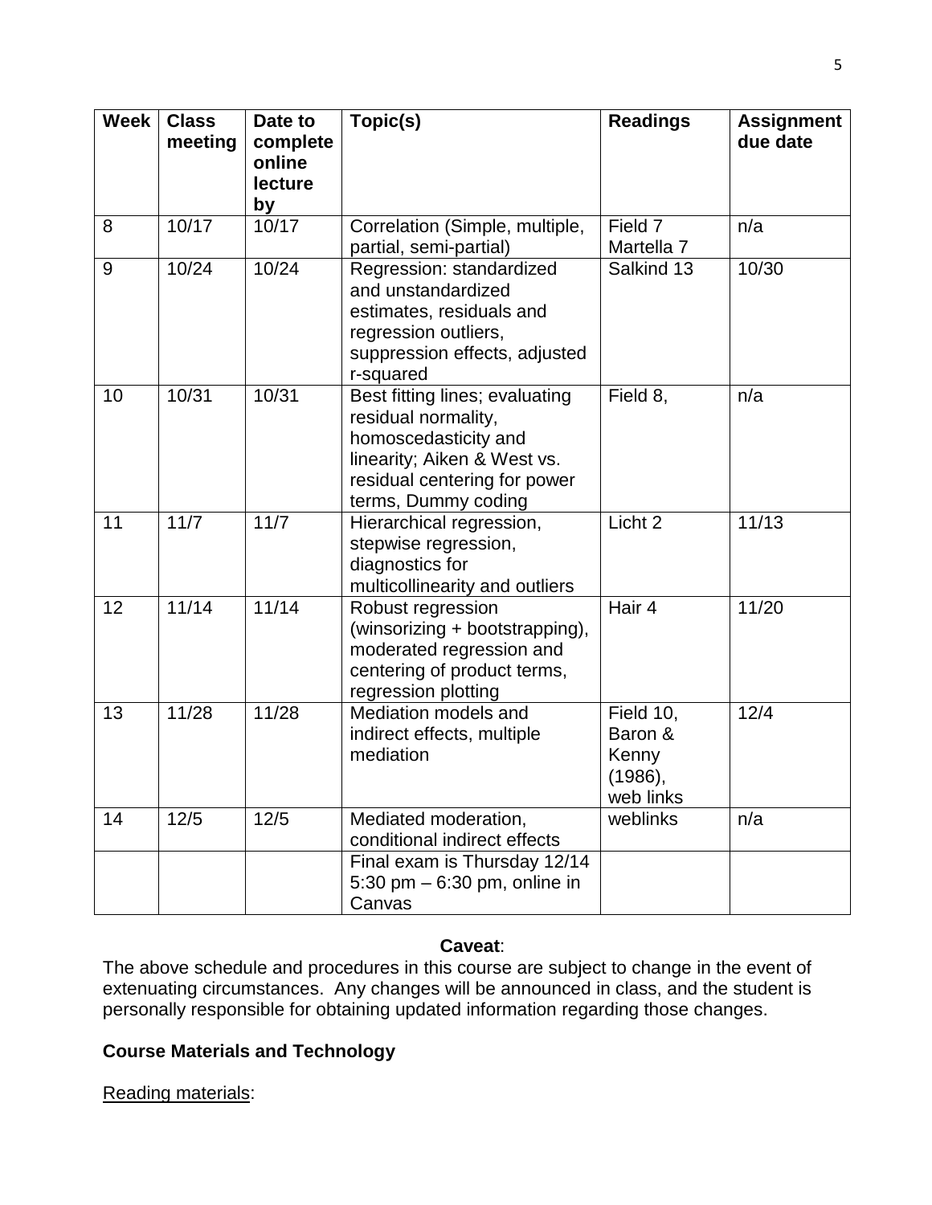| Week | Class meeting | Date to complete online lecture by | Topic(s) | Readings | Assignment due date |
|---|---|---|---|---|---|
| 8 | 10/17 | 10/17 | Correlation (Simple, multiple, partial, semi-partial) | Field 7 Martella 7 | n/a |
| 9 | 10/24 | 10/24 | Regression: standardized and unstandardized estimates, residuals and regression outliers, suppression effects, adjusted r-squared | Salkind 13 | 10/30 |
| 10 | 10/31 | 10/31 | Best fitting lines; evaluating residual normality, homoscedasticity and linearity; Aiken & West vs. residual centering for power terms, Dummy coding | Field 8, | n/a |
| 11 | 11/7 | 11/7 | Hierarchical regression, stepwise regression, diagnostics for multicollinearity and outliers | Licht 2 | 11/13 |
| 12 | 11/14 | 11/14 | Robust regression (winsorizing + bootstrapping), moderated regression and centering of product terms, regression plotting | Hair 4 | 11/20 |
| 13 | 11/28 | 11/28 | Mediation models and indirect effects, multiple mediation | Field 10, Baron & Kenny (1986), web links | 12/4 |
| 14 | 12/5 | 12/5 | Mediated moderation, conditional indirect effects | weblinks | n/a |
| | | | Final exam is Thursday 12/14 5:30 pm – 6:30 pm, online in Canvas | | |

**Caveat**:

The above schedule and procedures in this course are subject to change in the event of extenuating circumstances. Any changes will be announced in class, and the student is personally responsible for obtaining updated information regarding those changes.

**Course Materials and Technology**

Reading materials: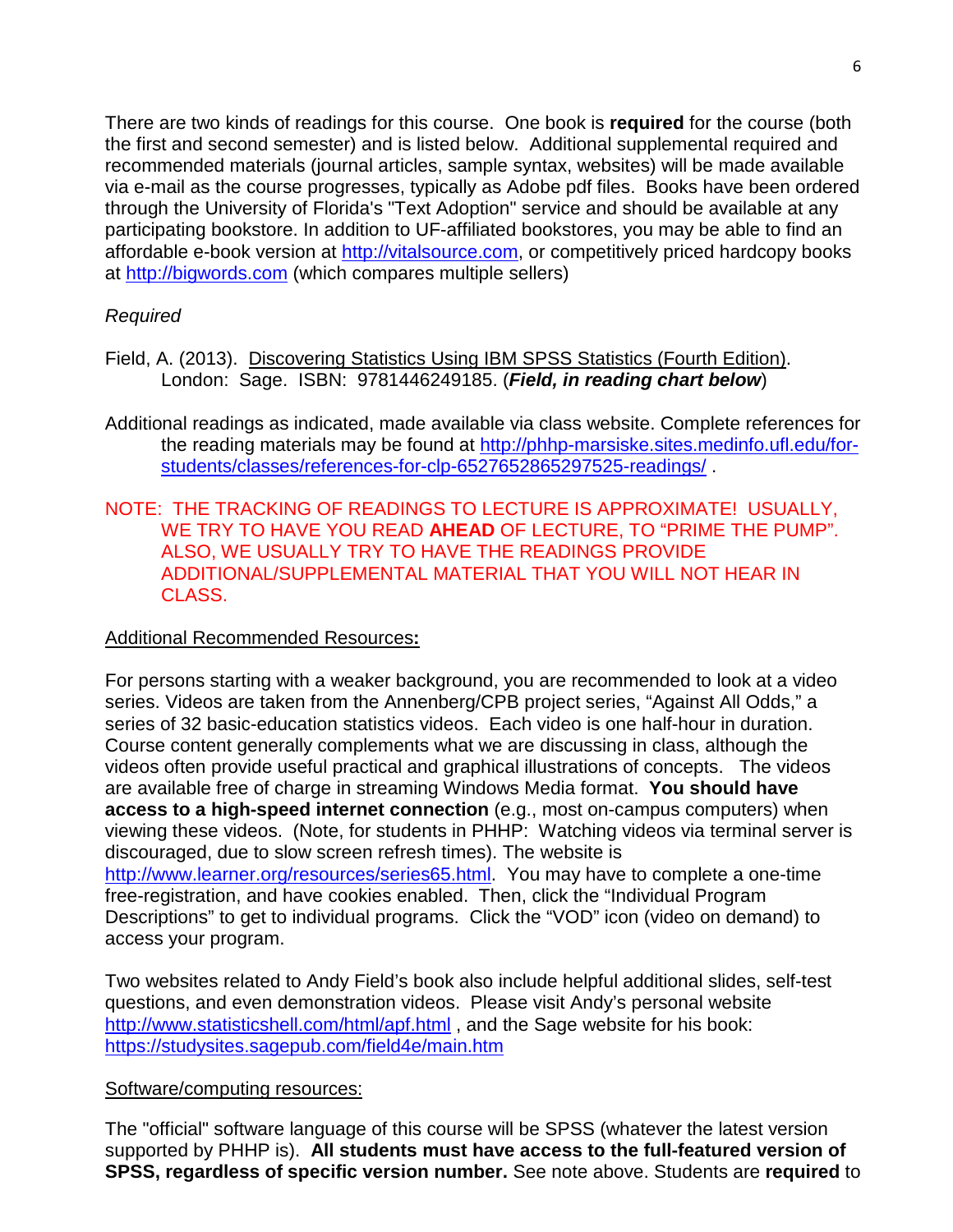There are two kinds of readings for this course. One book is **required** for the course (both the first and second semester) and is listed below. Additional supplemental required and recommended materials (journal articles, sample syntax, websites) will be made available via e-mail as the course progresses, typically as Adobe pdf files. Books have been ordered through the University of Florida's "Text Adoption" service and should be available at any participating bookstore. In addition to UF-affiliated bookstores, you may be able to find an affordable e-book version at http://vitalsource.com, or competitively priced hardcopy books at http://bigwords.com (which compares multiple sellers)

*Required*

Field, A. (2013). Discovering Statistics Using IBM SPSS Statistics (Fourth Edition). London: Sage. ISBN: 9781446249185. (***Field, in reading chart below***)

Additional readings as indicated, made available via class website. Complete references for the reading materials may be found at http://phhp-marsiske.sites.medinfo.ufl.edu/for-students/classes/references-for-clp-6527652865297525-readings/ .

NOTE: THE TRACKING OF READINGS TO LECTURE IS APPROXIMATE! USUALLY, WE TRY TO HAVE YOU READ **AHEAD** OF LECTURE, TO "PRIME THE PUMP". ALSO, WE USUALLY TRY TO HAVE THE READINGS PROVIDE ADDITIONAL/SUPPLEMENTAL MATERIAL THAT YOU WILL NOT HEAR IN CLASS.

Additional Recommended Resources**:**

For persons starting with a weaker background, you are recommended to look at a video series. Videos are taken from the Annenberg/CPB project series, "Against All Odds," a series of 32 basic-education statistics videos. Each video is one half-hour in duration. Course content generally complements what we are discussing in class, although the videos often provide useful practical and graphical illustrations of concepts. The videos are available free of charge in streaming Windows Media format. **You should have access to a high-speed internet connection** (e.g., most on-campus computers) when viewing these videos. (Note, for students in PHHP: Watching videos via terminal server is discouraged, due to slow screen refresh times). The website is http://www.learner.org/resources/series65.html. You may have to complete a one-time free-registration, and have cookies enabled. Then, click the "Individual Program Descriptions" to get to individual programs. Click the "VOD" icon (video on demand) to access your program.

Two websites related to Andy Field's book also include helpful additional slides, self-test questions, and even demonstration videos. Please visit Andy's personal website http://www.statisticshell.com/html/apf.html , and the Sage website for his book: https://studysites.sagepub.com/field4e/main.htm

Software/computing resources:

The "official" software language of this course will be SPSS (whatever the latest version supported by PHHP is). **All students must have access to the full-featured version of SPSS, regardless of specific version number.** See note above. Students are **required** to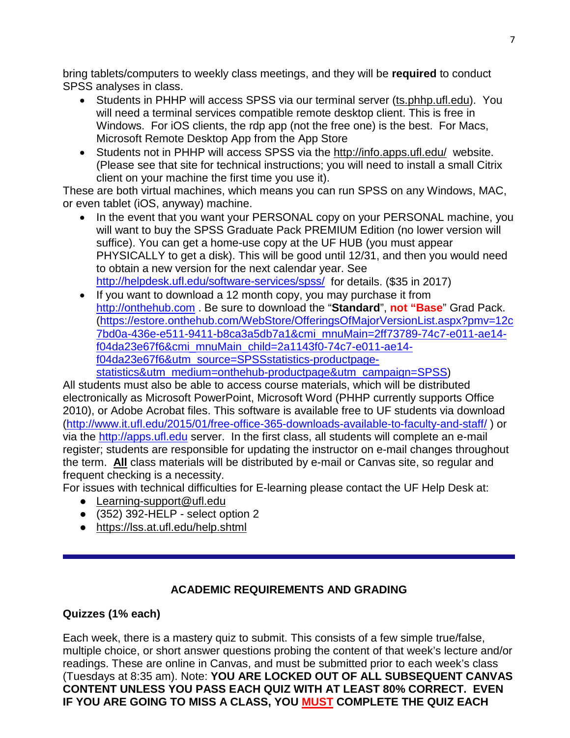bring tablets/computers to weekly class meetings, and they will be **required** to conduct SPSS analyses in class.

- Students in PHHP will access SPSS via our terminal server (ts.phhp.ufl.edu). You will need a terminal services compatible remote desktop client. This is free in Windows. For iOS clients, the rdp app (not the free one) is the best. For Macs, Microsoft Remote Desktop App from the App Store
- Students not in PHHP will access SPSS via the http://info.apps.ufl.edu/ website. (Please see that site for technical instructions; you will need to install a small Citrix client on your machine the first time you use it).

These are both virtual machines, which means you can run SPSS on any Windows, MAC, or even tablet (iOS, anyway) machine.

- In the event that you want your PERSONAL copy on your PERSONAL machine, you will want to buy the SPSS Graduate Pack PREMIUM Edition (no lower version will suffice). You can get a home-use copy at the UF HUB (you must appear PHYSICALLY to get a disk). This will be good until 12/31, and then you would need to obtain a new version for the next calendar year. See http://helpdesk.ufl.edu/software-services/spss/ for details. ($35 in 2017)
- If you want to download a 12 month copy, you may purchase it from http://onthehub.com . Be sure to download the "**Standard**", **not "Base"** Grad Pack. (https://estore.onthehub.com/WebStore/OfferingsOfMajorVersionList.aspx?pmv=12c7bd0a-436e-e511-9411-b8ca3a5db7a1&cmi_mnuMain=2ff73789-74c7-e011-ae14-f04da23e67f6&cmi_mnuMain_child=2a1143f0-74c7-e011-ae14-f04da23e67f6&utm_source=SPSSstatistics-productpage-statistics&utm_medium=onthehub-productpage&utm_campaign=SPSS)

All students must also be able to access course materials, which will be distributed electronically as Microsoft PowerPoint, Microsoft Word (PHHP currently supports Office 2010), or Adobe Acrobat files. This software is available free to UF students via download (http://www.it.ufl.edu/2015/01/free-office-365-downloads-available-to-faculty-and-staff/ ) or via the http://apps.ufl.edu server. In the first class, all students will complete an e-mail register; students are responsible for updating the instructor on e-mail changes throughout the term. **All** class materials will be distributed by e-mail or Canvas site, so regular and frequent checking is a necessity.

For issues with technical difficulties for E-learning please contact the UF Help Desk at:

- Learning-support@ufl.edu
- (352) 392-HELP - select option 2
- https://lss.at.ufl.edu/help.shtml

---

## ACADEMIC REQUIREMENTS AND GRADING

### Quizzes (1% each)

Each week, there is a mastery quiz to submit. This consists of a few simple true/false, multiple choice, or short answer questions probing the content of that week's lecture and/or readings. These are online in Canvas, and must be submitted prior to each week's class (Tuesdays at 8:35 am). Note: **YOU ARE LOCKED OUT OF ALL SUBSEQUENT CANVAS CONTENT UNLESS YOU PASS EACH QUIZ WITH AT LEAST 80% CORRECT. EVEN IF YOU ARE GOING TO MISS A CLASS, YOU MUST COMPLETE THE QUIZ EACH**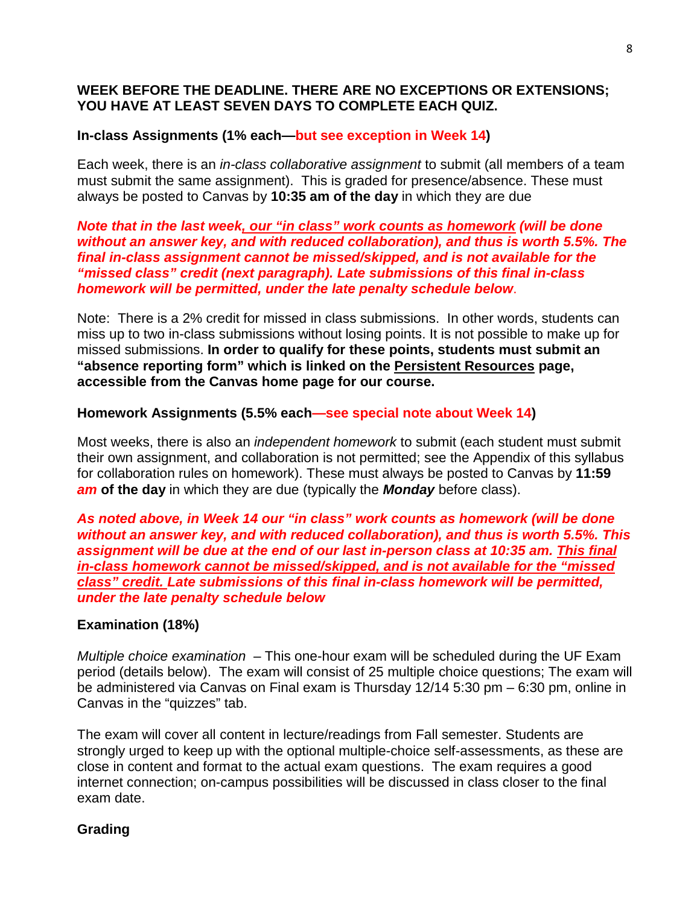**WEEK BEFORE THE DEADLINE. THERE ARE NO EXCEPTIONS OR EXTENSIONS; YOU HAVE AT LEAST SEVEN DAYS TO COMPLETE EACH QUIZ.**

**In-class Assignments (1% each—but see exception in Week 14)**

Each week, there is an *in-class collaborative assignment* to submit (all members of a team must submit the same assignment). This is graded for presence/absence. These must always be posted to Canvas by **10:35 am of the day** in which they are due

***Note that in the last week, our "in class" work counts as homework (will be done without an answer key, and with reduced collaboration), and thus is worth 5.5%. The final in-class assignment cannot be missed/skipped, and is not available for the "missed class" credit (next paragraph). Late submissions of this final in-class homework will be permitted, under the late penalty schedule below***.

Note: There is a 2% credit for missed in class submissions. In other words, students can miss up to two in-class submissions without losing points. It is not possible to make up for missed submissions. **In order to qualify for these points, students must submit an "absence reporting form" which is linked on the Persistent Resources page, accessible from the Canvas home page for our course.**

**Homework Assignments (5.5% each—see special note about Week 14)**

Most weeks, there is also an *independent homework* to submit (each student must submit their own assignment, and collaboration is not permitted; see the Appendix of this syllabus for collaboration rules on homework). These must always be posted to Canvas by **11:59 *am* of the day** in which they are due (typically the ***Monday*** before class).

***As noted above, in Week 14 our "in class" work counts as homework (will be done without an answer key, and with reduced collaboration), and thus is worth 5.5%. This assignment will be due at the end of our last in-person class at 10:35 am. This final in-class homework cannot be missed/skipped, and is not available for the "missed class" credit. Late submissions of this final in-class homework will be permitted, under the late penalty schedule below***

**Examination (18%)**

*Multiple choice examination* – This one-hour exam will be scheduled during the UF Exam period (details below). The exam will consist of 25 multiple choice questions; The exam will be administered via Canvas on Final exam is Thursday 12/14 5:30 pm – 6:30 pm, online in Canvas in the "quizzes" tab.

The exam will cover all content in lecture/readings from Fall semester. Students are strongly urged to keep up with the optional multiple-choice self-assessments, as these are close in content and format to the actual exam questions. The exam requires a good internet connection; on-campus possibilities will be discussed in class closer to the final exam date.

**Grading**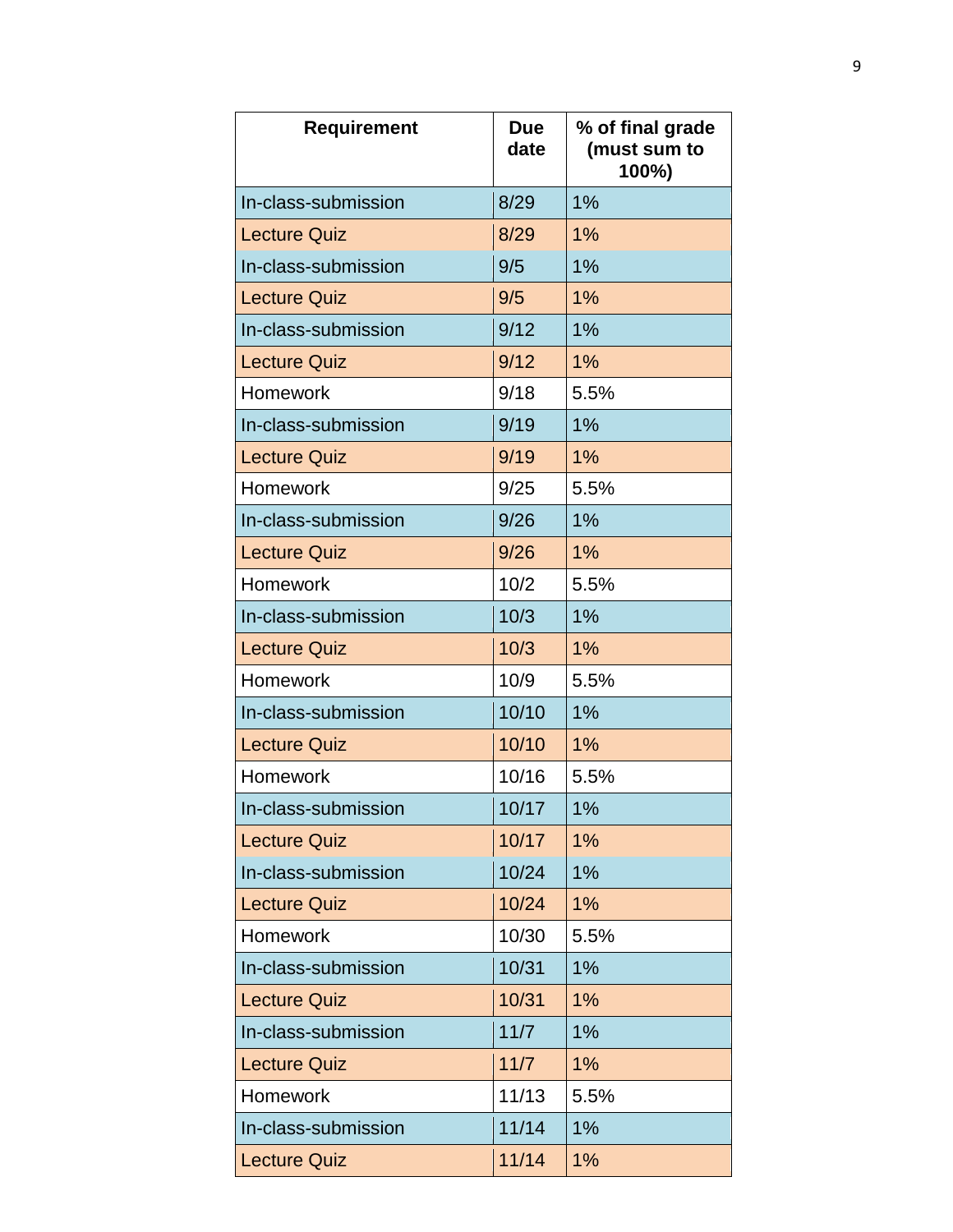| Requirement | Due date | % of final grade (must sum to 100%) |
|---|---|---|
| In-class-submission | 8/29 | 1% |
| Lecture Quiz | 8/29 | 1% |
| In-class-submission | 9/5 | 1% |
| Lecture Quiz | 9/5 | 1% |
| In-class-submission | 9/12 | 1% |
| Lecture Quiz | 9/12 | 1% |
| Homework | 9/18 | 5.5% |
| In-class-submission | 9/19 | 1% |
| Lecture Quiz | 9/19 | 1% |
| Homework | 9/25 | 5.5% |
| In-class-submission | 9/26 | 1% |
| Lecture Quiz | 9/26 | 1% |
| Homework | 10/2 | 5.5% |
| In-class-submission | 10/3 | 1% |
| Lecture Quiz | 10/3 | 1% |
| Homework | 10/9 | 5.5% |
| In-class-submission | 10/10 | 1% |
| Lecture Quiz | 10/10 | 1% |
| Homework | 10/16 | 5.5% |
| In-class-submission | 10/17 | 1% |
| Lecture Quiz | 10/17 | 1% |
| In-class-submission | 10/24 | 1% |
| Lecture Quiz | 10/24 | 1% |
| Homework | 10/30 | 5.5% |
| In-class-submission | 10/31 | 1% |
| Lecture Quiz | 10/31 | 1% |
| In-class-submission | 11/7 | 1% |
| Lecture Quiz | 11/7 | 1% |
| Homework | 11/13 | 5.5% |
| In-class-submission | 11/14 | 1% |
| Lecture Quiz | 11/14 | 1% |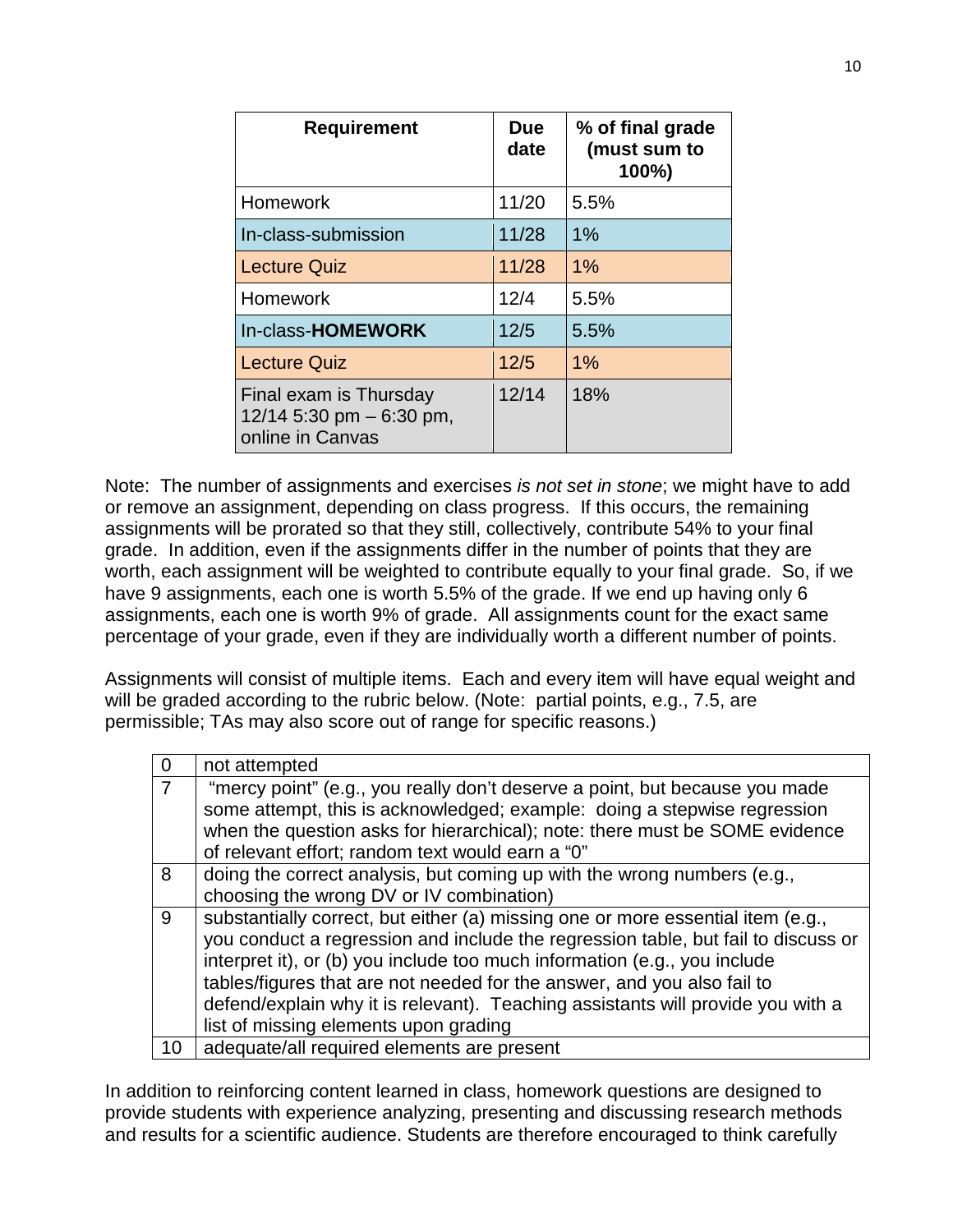| Requirement | Due date | % of final grade (must sum to 100%) |
|---|---|---|
| Homework | 11/20 | 5.5% |
| In-class-submission | 11/28 | 1% |
| Lecture Quiz | 11/28 | 1% |
| Homework | 12/4 | 5.5% |
| In-class-**HOMEWORK** | 12/5 | 5.5% |
| Lecture Quiz | 12/5 | 1% |
| Final exam is Thursday 12/14 5:30 pm – 6:30 pm, online in Canvas | 12/14 | 18% |

Note: The number of assignments and exercises *is not set in stone*; we might have to add or remove an assignment, depending on class progress. If this occurs, the remaining assignments will be prorated so that they still, collectively, contribute 54% to your final grade. In addition, even if the assignments differ in the number of points that they are worth, each assignment will be weighted to contribute equally to your final grade. So, if we have 9 assignments, each one is worth 5.5% of the grade. If we end up having only 6 assignments, each one is worth 9% of grade. All assignments count for the exact same percentage of your grade, even if they are individually worth a different number of points.

Assignments will consist of multiple items. Each and every item will have equal weight and will be graded according to the rubric below. (Note: partial points, e.g., 7.5, are permissible; TAs may also score out of range for specific reasons.)

| Score | Description |
|---|---|
| 0 | not attempted |
| 7 | "mercy point" (e.g., you really don't deserve a point, but because you made some attempt, this is acknowledged; example: doing a stepwise regression when the question asks for hierarchical); note: there must be SOME evidence of relevant effort; random text would earn a "0" |
| 8 | doing the correct analysis, but coming up with the wrong numbers (e.g., choosing the wrong DV or IV combination) |
| 9 | substantially correct, but either (a) missing one or more essential item (e.g., you conduct a regression and include the regression table, but fail to discuss or interpret it), or (b) you include too much information (e.g., you include tables/figures that are not needed for the answer, and you also fail to defend/explain why it is relevant). Teaching assistants will provide you with a list of missing elements upon grading |
| 10 | adequate/all required elements are present |

In addition to reinforcing content learned in class, homework questions are designed to provide students with experience analyzing, presenting and discussing research methods and results for a scientific audience. Students are therefore encouraged to think carefully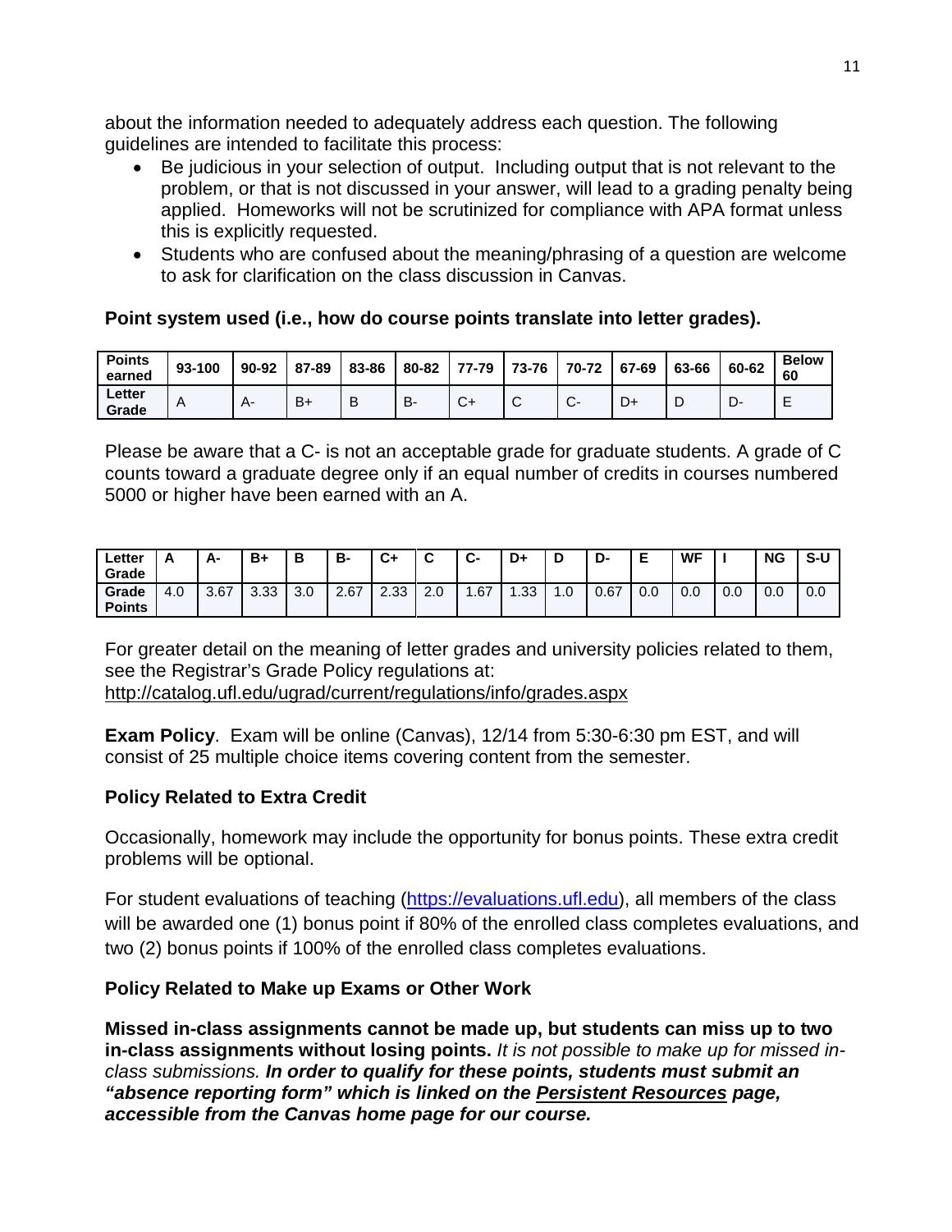about the information needed to adequately address each question. The following guidelines are intended to facilitate this process:

- Be judicious in your selection of output. Including output that is not relevant to the problem, or that is not discussed in your answer, will lead to a grading penalty being applied. Homeworks will not be scrutinized for compliance with APA format unless this is explicitly requested.
- Students who are confused about the meaning/phrasing of a question are welcome to ask for clarification on the class discussion in Canvas.

**Point system used (i.e., how do course points translate into letter grades).**

| **Points earned** | 93-100 | 90-92 | 87-89 | 83-86 | 80-82 | 77-79 | 73-76 | 70-72 | 67-69 | 63-66 | 60-62 | **Below 60** |
|---|---|---|---|---|---|---|---|---|---|---|---|---|
| **Letter Grade** | A | A- | B+ | B | B- | C+ | C | C- | D+ | D | D- | E |

Please be aware that a C- is not an acceptable grade for graduate students. A grade of C counts toward a graduate degree only if an equal number of credits in courses numbered 5000 or higher have been earned with an A.

| **Letter Grade** | **A** | **A-** | **B+** | **B** | **B-** | **C+** | **C** | **C-** | **D+** | **D** | **D-** | **E** | **WF** | **I** | **NG** | **S-U** |
|---|---|---|---|---|---|---|---|---|---|---|---|---|---|---|---|---|
| **Grade Points** | 4.0 | 3.67 | 3.33 | 3.0 | 2.67 | 2.33 | 2.0 | 1.67 | 1.33 | 1.0 | 0.67 | 0.0 | 0.0 | 0.0 | 0.0 | 0.0 |

For greater detail on the meaning of letter grades and university policies related to them, see the Registrar's Grade Policy regulations at:
http://catalog.ufl.edu/ugrad/current/regulations/info/grades.aspx

**Exam Policy**. Exam will be online (Canvas), 12/14 from 5:30-6:30 pm EST, and will consist of 25 multiple choice items covering content from the semester.

**Policy Related to Extra Credit**

Occasionally, homework may include the opportunity for bonus points. These extra credit problems will be optional.

For student evaluations of teaching (https://evaluations.ufl.edu), all members of the class will be awarded one (1) bonus point if 80% of the enrolled class completes evaluations, and two (2) bonus points if 100% of the enrolled class completes evaluations.

**Policy Related to Make up Exams or Other Work**

**Missed in-class assignments cannot be made up, but students can miss up to two in-class assignments without losing points.** *It is not possible to make up for missed in-class submissions.* ***In order to qualify for these points, students must submit an "absence reporting form" which is linked on the Persistent Resources page, accessible from the Canvas home page for our course.***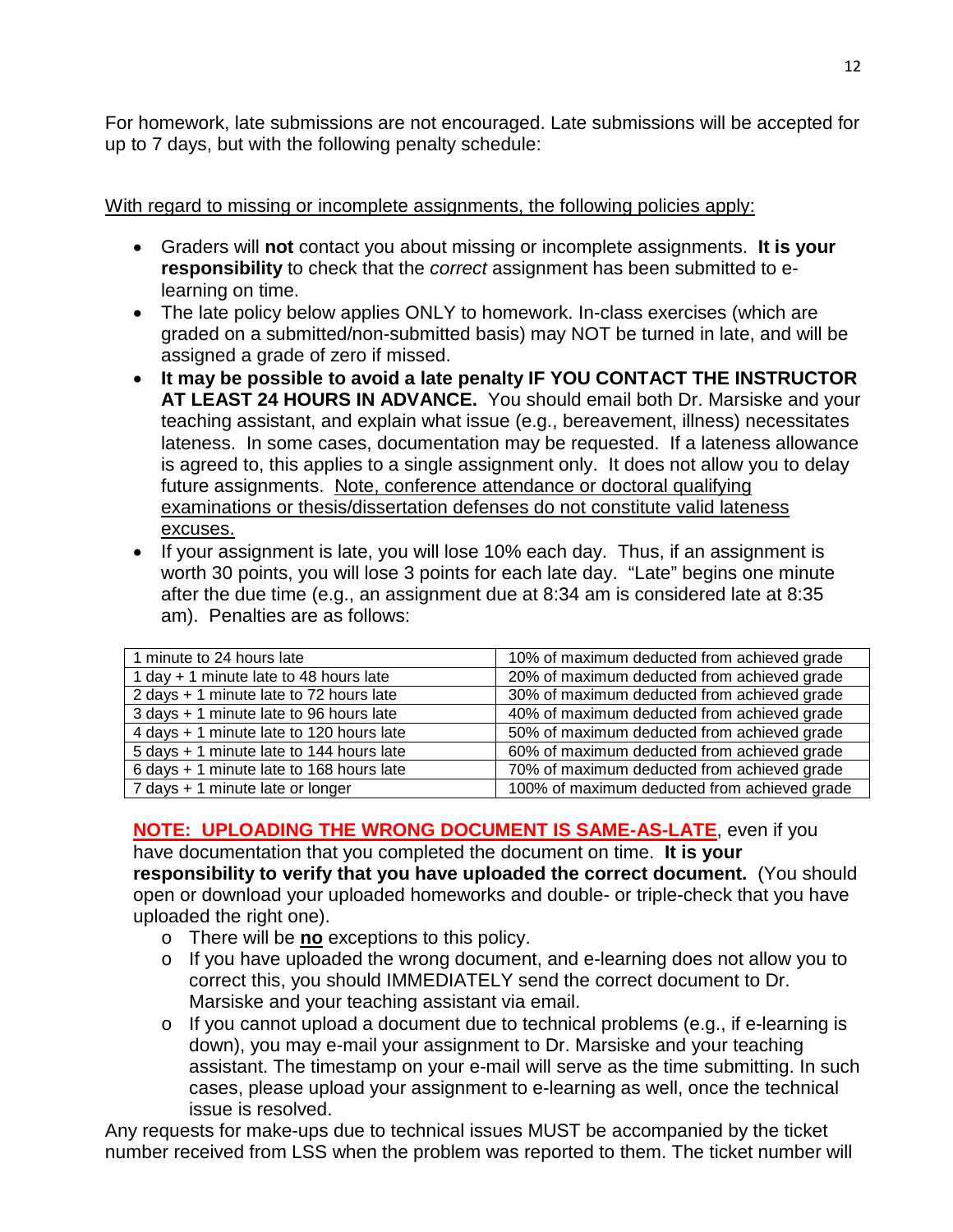For homework, late submissions are not encouraged. Late submissions will be accepted for up to 7 days, but with the following penalty schedule:

<u>With regard to missing or incomplete assignments, the following policies apply:</u>

- Graders will **not** contact you about missing or incomplete assignments. **It is your responsibility** to check that the *correct* assignment has been submitted to e-learning on time.
- The late policy below applies ONLY to homework. In-class exercises (which are graded on a submitted/non-submitted basis) may NOT be turned in late, and will be assigned a grade of zero if missed.
- **It may be possible to avoid a late penalty IF YOU CONTACT THE INSTRUCTOR AT LEAST 24 HOURS IN ADVANCE.** You should email both Dr. Marsiske and your teaching assistant, and explain what issue (e.g., bereavement, illness) necessitates lateness. In some cases, documentation may be requested. If a lateness allowance is agreed to, this applies to a single assignment only. It does not allow you to delay future assignments. <u>Note, conference attendance or doctoral qualifying examinations or thesis/dissertation defenses do not constitute valid lateness excuses.</u>
- If your assignment is late, you will lose 10% each day. Thus, if an assignment is worth 30 points, you will lose 3 points for each late day. "Late" begins one minute after the due time (e.g., an assignment due at 8:34 am is considered late at 8:35 am). Penalties are as follows:

| | |
|---|---|
| 1 minute to 24 hours late | 10% of maximum deducted from achieved grade |
| 1 day + 1 minute late to 48 hours late | 20% of maximum deducted from achieved grade |
| 2 days + 1 minute late to 72 hours late | 30% of maximum deducted from achieved grade |
| 3 days + 1 minute late to 96 hours late | 40% of maximum deducted from achieved grade |
| 4 days + 1 minute late to 120 hours late | 50% of maximum deducted from achieved grade |
| 5 days + 1 minute late to 144 hours late | 60% of maximum deducted from achieved grade |
| 6 days + 1 minute late to 168 hours late | 70% of maximum deducted from achieved grade |
| 7 days + 1 minute late or longer | 100% of maximum deducted from achieved grade |

<u>**NOTE: UPLOADING THE WRONG DOCUMENT IS SAME-AS-LATE**</u>, even if you have documentation that you completed the document on time. **It is your responsibility to verify that you have uploaded the correct document.** (You should open or download your uploaded homeworks and double- or triple-check that you have uploaded the right one).

- There will be <u>**no**</u> exceptions to this policy.
- If you have uploaded the wrong document, and e-learning does not allow you to correct this, you should IMMEDIATELY send the correct document to Dr. Marsiske and your teaching assistant via email.
- If you cannot upload a document due to technical problems (e.g., if e-learning is down), you may e-mail your assignment to Dr. Marsiske and your teaching assistant. The timestamp on your e-mail will serve as the time submitting. In such cases, please upload your assignment to e-learning as well, once the technical issue is resolved.

Any requests for make-ups due to technical issues MUST be accompanied by the ticket number received from LSS when the problem was reported to them. The ticket number will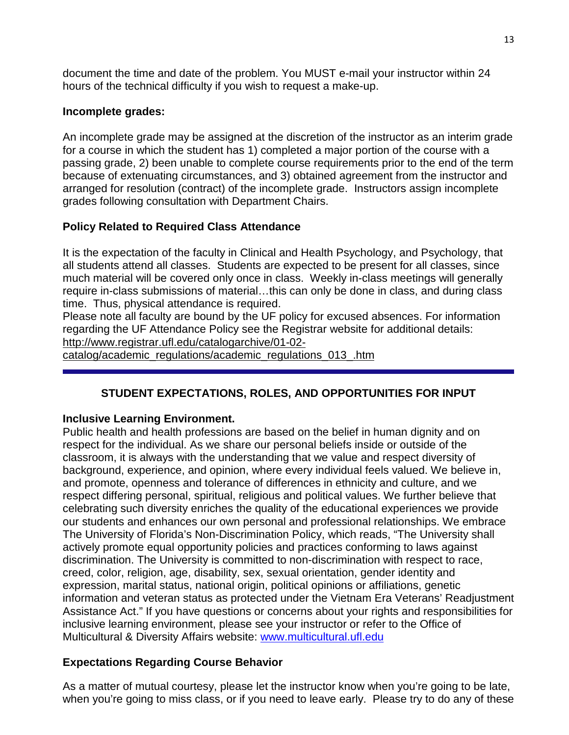document the time and date of the problem. You MUST e-mail your instructor within 24 hours of the technical difficulty if you wish to request a make-up.

**Incomplete grades:**

An incomplete grade may be assigned at the discretion of the instructor as an interim grade for a course in which the student has 1) completed a major portion of the course with a passing grade, 2) been unable to complete course requirements prior to the end of the term because of extenuating circumstances, and 3) obtained agreement from the instructor and arranged for resolution (contract) of the incomplete grade. Instructors assign incomplete grades following consultation with Department Chairs.

**Policy Related to Required Class Attendance**

It is the expectation of the faculty in Clinical and Health Psychology, and Psychology, that all students attend all classes. Students are expected to be present for all classes, since much material will be covered only once in class. Weekly in-class meetings will generally require in-class submissions of material…this can only be done in class, and during class time. Thus, physical attendance is required.

Please note all faculty are bound by the UF policy for excused absences. For information regarding the UF Attendance Policy see the Registrar website for additional details: http://www.registrar.ufl.edu/catalogarchive/01-02-catalog/academic_regulations/academic_regulations_013_.htm

---

## STUDENT EXPECTATIONS, ROLES, AND OPPORTUNITIES FOR INPUT

**Inclusive Learning Environment.**

Public health and health professions are based on the belief in human dignity and on respect for the individual. As we share our personal beliefs inside or outside of the classroom, it is always with the understanding that we value and respect diversity of background, experience, and opinion, where every individual feels valued. We believe in, and promote, openness and tolerance of differences in ethnicity and culture, and we respect differing personal, spiritual, religious and political values. We further believe that celebrating such diversity enriches the quality of the educational experiences we provide our students and enhances our own personal and professional relationships. We embrace The University of Florida's Non-Discrimination Policy, which reads, "The University shall actively promote equal opportunity policies and practices conforming to laws against discrimination. The University is committed to non-discrimination with respect to race, creed, color, religion, age, disability, sex, sexual orientation, gender identity and expression, marital status, national origin, political opinions or affiliations, genetic information and veteran status as protected under the Vietnam Era Veterans' Readjustment Assistance Act." If you have questions or concerns about your rights and responsibilities for inclusive learning environment, please see your instructor or refer to the Office of Multicultural & Diversity Affairs website: www.multicultural.ufl.edu

**Expectations Regarding Course Behavior**

As a matter of mutual courtesy, please let the instructor know when you're going to be late, when you're going to miss class, or if you need to leave early. Please try to do any of these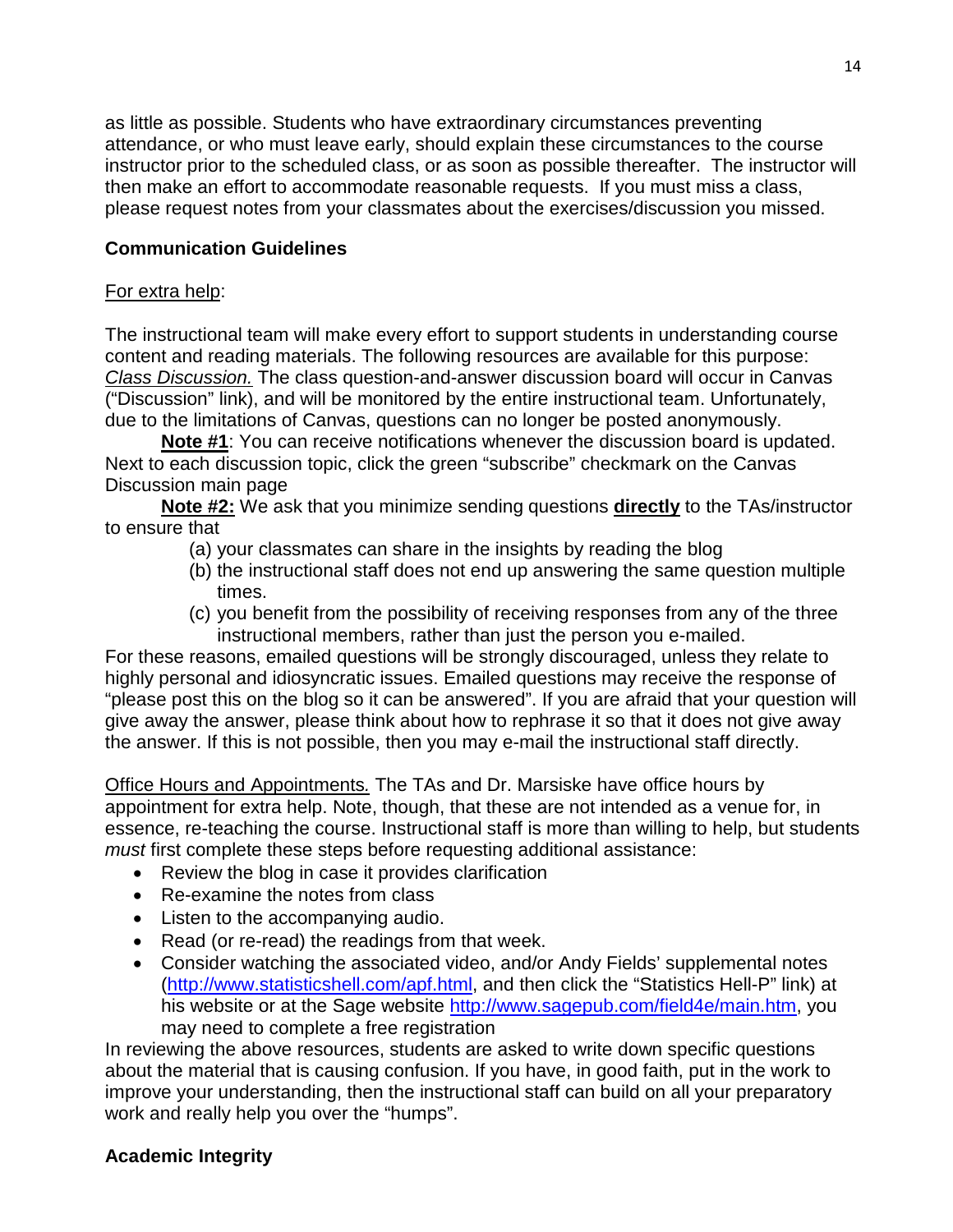as little as possible. Students who have extraordinary circumstances preventing attendance, or who must leave early, should explain these circumstances to the course instructor prior to the scheduled class, or as soon as possible thereafter. The instructor will then make an effort to accommodate reasonable requests. If you must miss a class, please request notes from your classmates about the exercises/discussion you missed.

**Communication Guidelines**

For extra help:

The instructional team will make every effort to support students in understanding course content and reading materials. The following resources are available for this purpose: *Class Discussion.* The class question-and-answer discussion board will occur in Canvas ("Discussion" link), and will be monitored by the entire instructional team. Unfortunately, due to the limitations of Canvas, questions can no longer be posted anonymously.

**Note #1**: You can receive notifications whenever the discussion board is updated. Next to each discussion topic, click the green "subscribe" checkmark on the Canvas Discussion main page

**Note #2:** We ask that you minimize sending questions **directly** to the TAs/instructor to ensure that

(a) your classmates can share in the insights by reading the blog
(b) the instructional staff does not end up answering the same question multiple times.
(c) you benefit from the possibility of receiving responses from any of the three instructional members, rather than just the person you e-mailed.

For these reasons, emailed questions will be strongly discouraged, unless they relate to highly personal and idiosyncratic issues. Emailed questions may receive the response of "please post this on the blog so it can be answered". If you are afraid that your question will give away the answer, please think about how to rephrase it so that it does not give away the answer. If this is not possible, then you may e-mail the instructional staff directly.

Office Hours and Appointments. The TAs and Dr. Marsiske have office hours by appointment for extra help. Note, though, that these are not intended as a venue for, in essence, re-teaching the course. Instructional staff is more than willing to help, but students *must* first complete these steps before requesting additional assistance:

- Review the blog in case it provides clarification
- Re-examine the notes from class
- Listen to the accompanying audio.
- Read (or re-read) the readings from that week.
- Consider watching the associated video, and/or Andy Fields' supplemental notes (http://www.statisticshell.com/apf.html, and then click the "Statistics Hell-P" link) at his website or at the Sage website http://www.sagepub.com/field4e/main.htm, you may need to complete a free registration

In reviewing the above resources, students are asked to write down specific questions about the material that is causing confusion. If you have, in good faith, put in the work to improve your understanding, then the instructional staff can build on all your preparatory work and really help you over the "humps".

**Academic Integrity**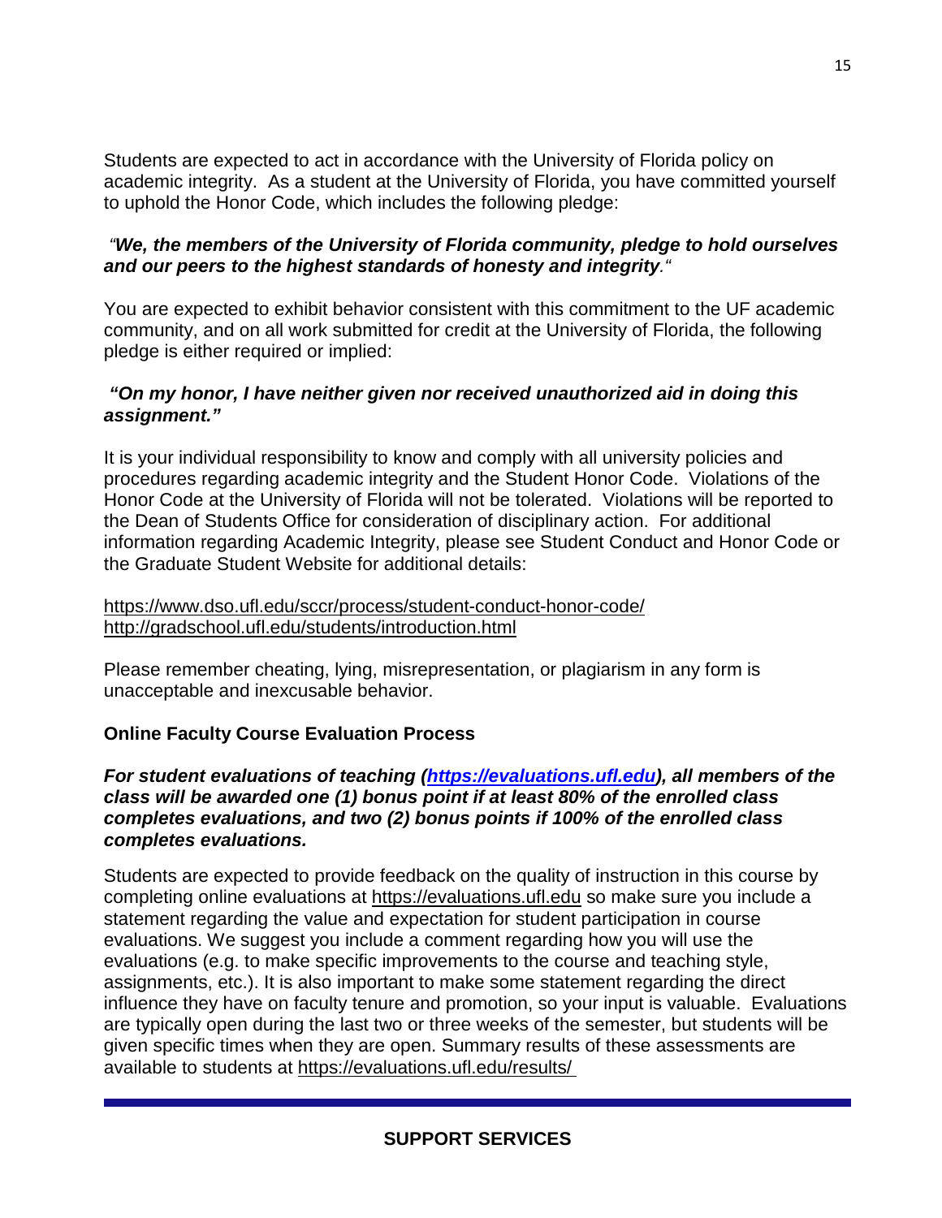Students are expected to act in accordance with the University of Florida policy on academic integrity. As a student at the University of Florida, you have committed yourself to uphold the Honor Code, which includes the following pledge:

*"**We, the members of the University of Florida community, pledge to hold ourselves and our peers to the highest standards of honesty and integrity**."*

You are expected to exhibit behavior consistent with this commitment to the UF academic community, and on all work submitted for credit at the University of Florida, the following pledge is either required or implied:

***"On my honor, I have neither given nor received unauthorized aid in doing this assignment."***

It is your individual responsibility to know and comply with all university policies and procedures regarding academic integrity and the Student Honor Code. Violations of the Honor Code at the University of Florida will not be tolerated. Violations will be reported to the Dean of Students Office for consideration of disciplinary action. For additional information regarding Academic Integrity, please see Student Conduct and Honor Code or the Graduate Student Website for additional details:

https://www.dso.ufl.edu/sccr/process/student-conduct-honor-code/
http://gradschool.ufl.edu/students/introduction.html

Please remember cheating, lying, misrepresentation, or plagiarism in any form is unacceptable and inexcusable behavior.

**Online Faculty Course Evaluation Process**

***For student evaluations of teaching (https://evaluations.ufl.edu), all members of the class will be awarded one (1) bonus point if at least 80% of the enrolled class completes evaluations, and two (2) bonus points if 100% of the enrolled class completes evaluations.***

Students are expected to provide feedback on the quality of instruction in this course by completing online evaluations at https://evaluations.ufl.edu so make sure you include a statement regarding the value and expectation for student participation in course evaluations. We suggest you include a comment regarding how you will use the evaluations (e.g. to make specific improvements to the course and teaching style, assignments, etc.). It is also important to make some statement regarding the direct influence they have on faculty tenure and promotion, so your input is valuable. Evaluations are typically open during the last two or three weeks of the semester, but students will be given specific times when they are open. Summary results of these assessments are available to students at https://evaluations.ufl.edu/results/

## SUPPORT SERVICES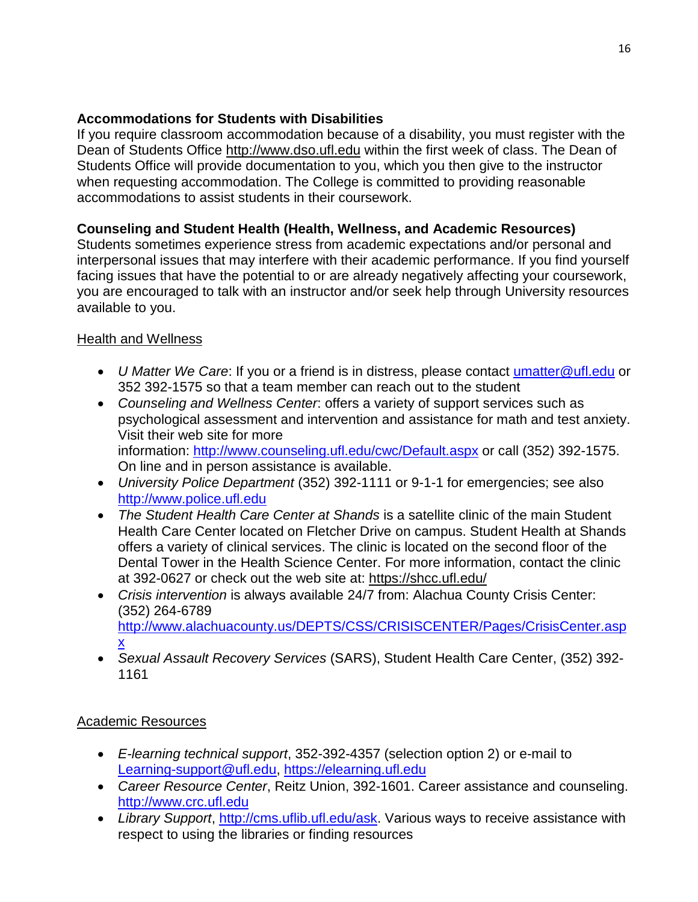**Accommodations for Students with Disabilities**
If you require classroom accommodation because of a disability, you must register with the Dean of Students Office http://www.dso.ufl.edu within the first week of class. The Dean of Students Office will provide documentation to you, which you then give to the instructor when requesting accommodation. The College is committed to providing reasonable accommodations to assist students in their coursework.

**Counseling and Student Health (Health, Wellness, and Academic Resources)**
Students sometimes experience stress from academic expectations and/or personal and interpersonal issues that may interfere with their academic performance. If you find yourself facing issues that have the potential to or are already negatively affecting your coursework, you are encouraged to talk with an instructor and/or seek help through University resources available to you.

Health and Wellness

- *U Matter We Care*: If you or a friend is in distress, please contact umatter@ufl.edu or 352 392-1575 so that a team member can reach out to the student
- *Counseling and Wellness Center*: offers a variety of support services such as psychological assessment and intervention and assistance for math and test anxiety. Visit their web site for more information: http://www.counseling.ufl.edu/cwc/Default.aspx or call (352) 392-1575. On line and in person assistance is available.
- *University Police Department* (352) 392-1111 or 9-1-1 for emergencies; see also http://www.police.ufl.edu
- *The Student Health Care Center at Shands* is a satellite clinic of the main Student Health Care Center located on Fletcher Drive on campus. Student Health at Shands offers a variety of clinical services. The clinic is located on the second floor of the Dental Tower in the Health Science Center. For more information, contact the clinic at 392-0627 or check out the web site at: https://shcc.ufl.edu/
- *Crisis intervention* is always available 24/7 from: Alachua County Crisis Center: (352) 264-6789 http://www.alachuacounty.us/DEPTS/CSS/CRISISCENTER/Pages/CrisisCenter.aspx
- *Sexual Assault Recovery Services* (SARS), Student Health Care Center, (352) 392-1161

Academic Resources

- *E-learning technical support*, 352-392-4357 (selection option 2) or e-mail to Learning-support@ufl.edu, https://elearning.ufl.edu
- *Career Resource Center*, Reitz Union, 392-1601. Career assistance and counseling. http://www.crc.ufl.edu
- *Library Support*, http://cms.uflib.ufl.edu/ask. Various ways to receive assistance with respect to using the libraries or finding resources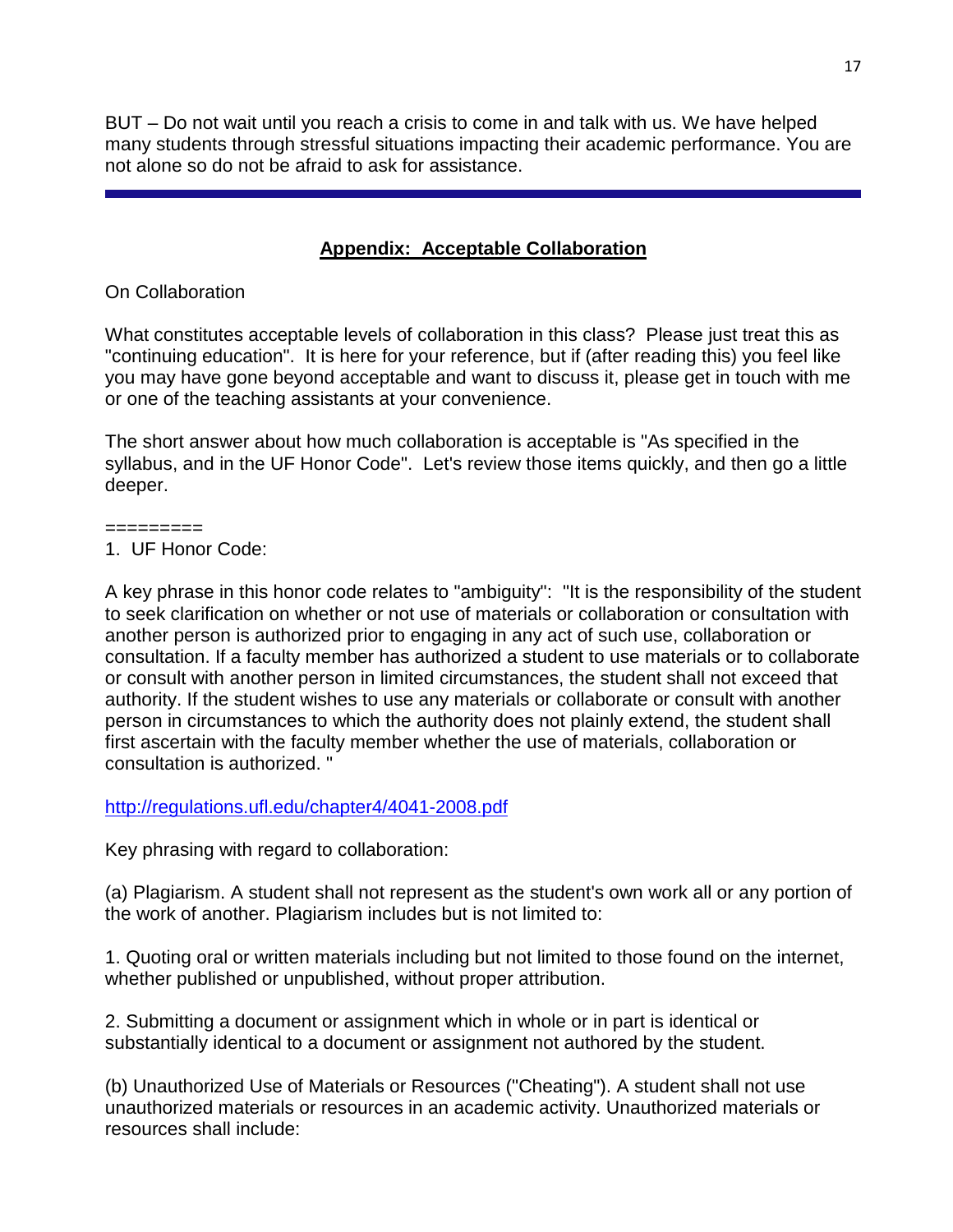BUT – Do not wait until you reach a crisis to come in and talk with us. We have helped many students through stressful situations impacting their academic performance. You are not alone so do not be afraid to ask for assistance.

---

## **Appendix: Acceptable Collaboration**

On Collaboration

What constitutes acceptable levels of collaboration in this class? Please just treat this as "continuing education". It is here for your reference, but if (after reading this) you feel like you may have gone beyond acceptable and want to discuss it, please get in touch with me or one of the teaching assistants at your convenience.

The short answer about how much collaboration is acceptable is "As specified in the syllabus, and in the UF Honor Code". Let's review those items quickly, and then go a little deeper.

=========

1. UF Honor Code:

A key phrase in this honor code relates to "ambiguity": "It is the responsibility of the student to seek clarification on whether or not use of materials or collaboration or consultation with another person is authorized prior to engaging in any act of such use, collaboration or consultation. If a faculty member has authorized a student to use materials or to collaborate or consult with another person in limited circumstances, the student shall not exceed that authority. If the student wishes to use any materials or collaborate or consult with another person in circumstances to which the authority does not plainly extend, the student shall first ascertain with the faculty member whether the use of materials, collaboration or consultation is authorized. "

http://regulations.ufl.edu/chapter4/4041-2008.pdf

Key phrasing with regard to collaboration:

(a) Plagiarism. A student shall not represent as the student's own work all or any portion of the work of another. Plagiarism includes but is not limited to:

1. Quoting oral or written materials including but not limited to those found on the internet, whether published or unpublished, without proper attribution.

2. Submitting a document or assignment which in whole or in part is identical or substantially identical to a document or assignment not authored by the student.

(b) Unauthorized Use of Materials or Resources ("Cheating"). A student shall not use unauthorized materials or resources in an academic activity. Unauthorized materials or resources shall include: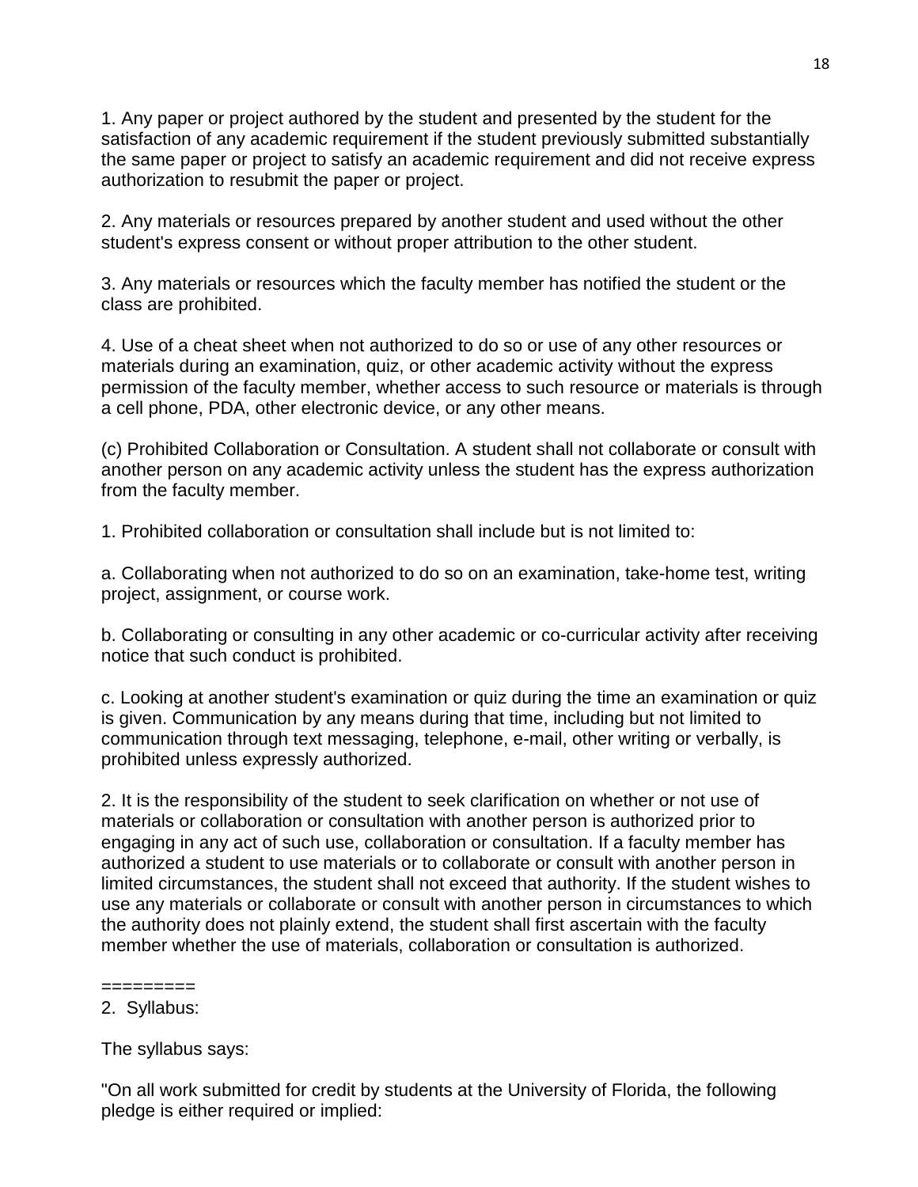1. Any paper or project authored by the student and presented by the student for the satisfaction of any academic requirement if the student previously submitted substantially the same paper or project to satisfy an academic requirement and did not receive express authorization to resubmit the paper or project.

2. Any materials or resources prepared by another student and used without the other student's express consent or without proper attribution to the other student.

3. Any materials or resources which the faculty member has notified the student or the class are prohibited.

4. Use of a cheat sheet when not authorized to do so or use of any other resources or materials during an examination, quiz, or other academic activity without the express permission of the faculty member, whether access to such resource or materials is through a cell phone, PDA, other electronic device, or any other means.

(c) Prohibited Collaboration or Consultation. A student shall not collaborate or consult with another person on any academic activity unless the student has the express authorization from the faculty member.

1. Prohibited collaboration or consultation shall include but is not limited to:

a. Collaborating when not authorized to do so on an examination, take-home test, writing project, assignment, or course work.

b. Collaborating or consulting in any other academic or co-curricular activity after receiving notice that such conduct is prohibited.

c. Looking at another student's examination or quiz during the time an examination or quiz is given. Communication by any means during that time, including but not limited to communication through text messaging, telephone, e-mail, other writing or verbally, is prohibited unless expressly authorized.

2. It is the responsibility of the student to seek clarification on whether or not use of materials or collaboration or consultation with another person is authorized prior to engaging in any act of such use, collaboration or consultation. If a faculty member has authorized a student to use materials or to collaborate or consult with another person in limited circumstances, the student shall not exceed that authority. If the student wishes to use any materials or collaborate or consult with another person in circumstances to which the authority does not plainly extend, the student shall first ascertain with the faculty member whether the use of materials, collaboration or consultation is authorized.

=========

2. Syllabus:

The syllabus says:

"On all work submitted for credit by students at the University of Florida, the following pledge is either required or implied: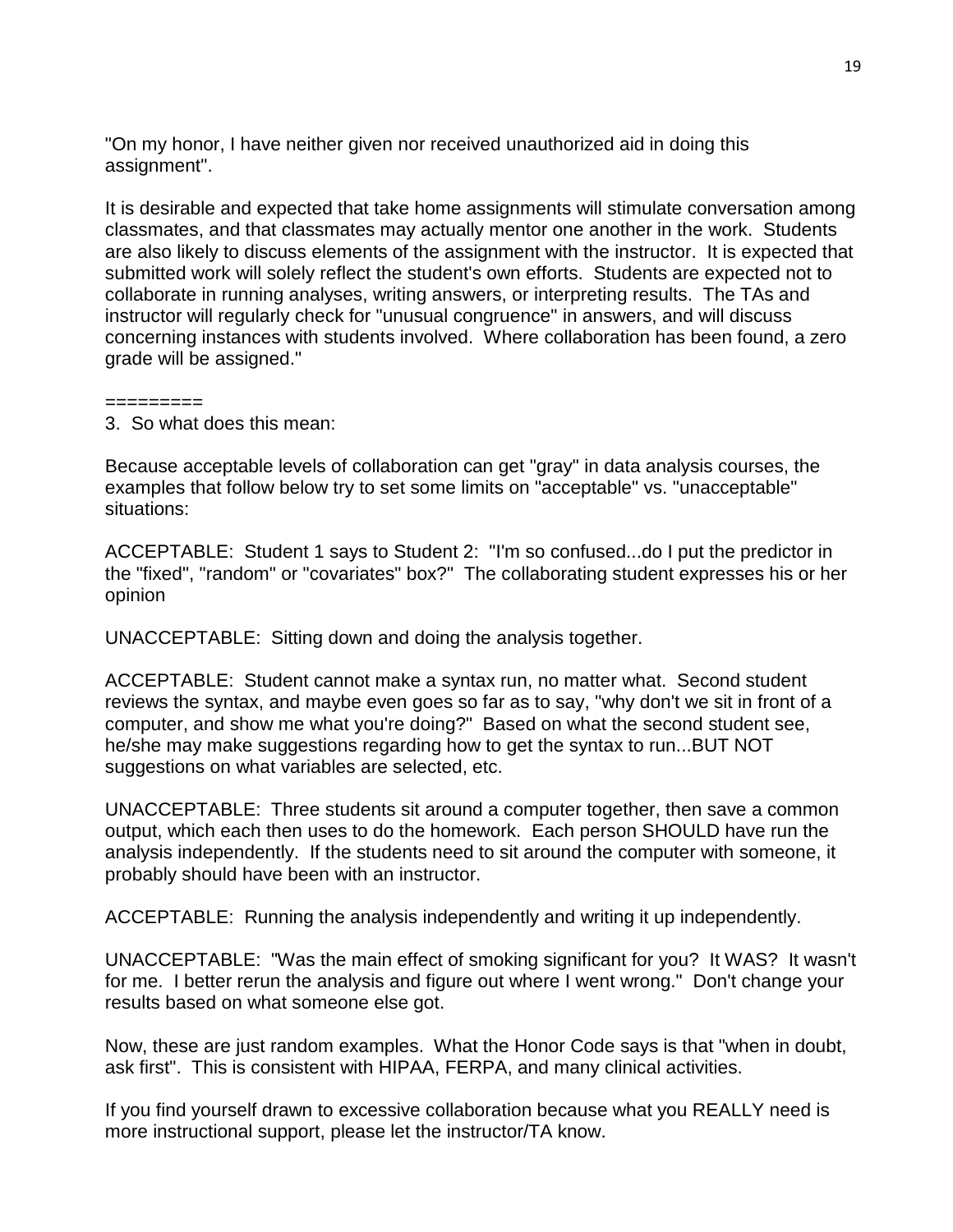"On my honor, I have neither given nor received unauthorized aid in doing this assignment".

It is desirable and expected that take home assignments will stimulate conversation among classmates, and that classmates may actually mentor one another in the work. Students are also likely to discuss elements of the assignment with the instructor. It is expected that submitted work will solely reflect the student's own efforts. Students are expected not to collaborate in running analyses, writing answers, or interpreting results. The TAs and instructor will regularly check for "unusual congruence" in answers, and will discuss concerning instances with students involved. Where collaboration has been found, a zero grade will be assigned."

=========

3. So what does this mean:

Because acceptable levels of collaboration can get "gray" in data analysis courses, the examples that follow below try to set some limits on "acceptable" vs. "unacceptable" situations:

ACCEPTABLE: Student 1 says to Student 2: "I'm so confused...do I put the predictor in the "fixed", "random" or "covariates" box?" The collaborating student expresses his or her opinion

UNACCEPTABLE: Sitting down and doing the analysis together.

ACCEPTABLE: Student cannot make a syntax run, no matter what. Second student reviews the syntax, and maybe even goes so far as to say, "why don't we sit in front of a computer, and show me what you're doing?" Based on what the second student see, he/she may make suggestions regarding how to get the syntax to run...BUT NOT suggestions on what variables are selected, etc.

UNACCEPTABLE: Three students sit around a computer together, then save a common output, which each then uses to do the homework. Each person SHOULD have run the analysis independently. If the students need to sit around the computer with someone, it probably should have been with an instructor.

ACCEPTABLE: Running the analysis independently and writing it up independently.

UNACCEPTABLE: "Was the main effect of smoking significant for you? It WAS? It wasn't for me. I better rerun the analysis and figure out where I went wrong." Don't change your results based on what someone else got.

Now, these are just random examples. What the Honor Code says is that "when in doubt, ask first". This is consistent with HIPAA, FERPA, and many clinical activities.

If you find yourself drawn to excessive collaboration because what you REALLY need is more instructional support, please let the instructor/TA know.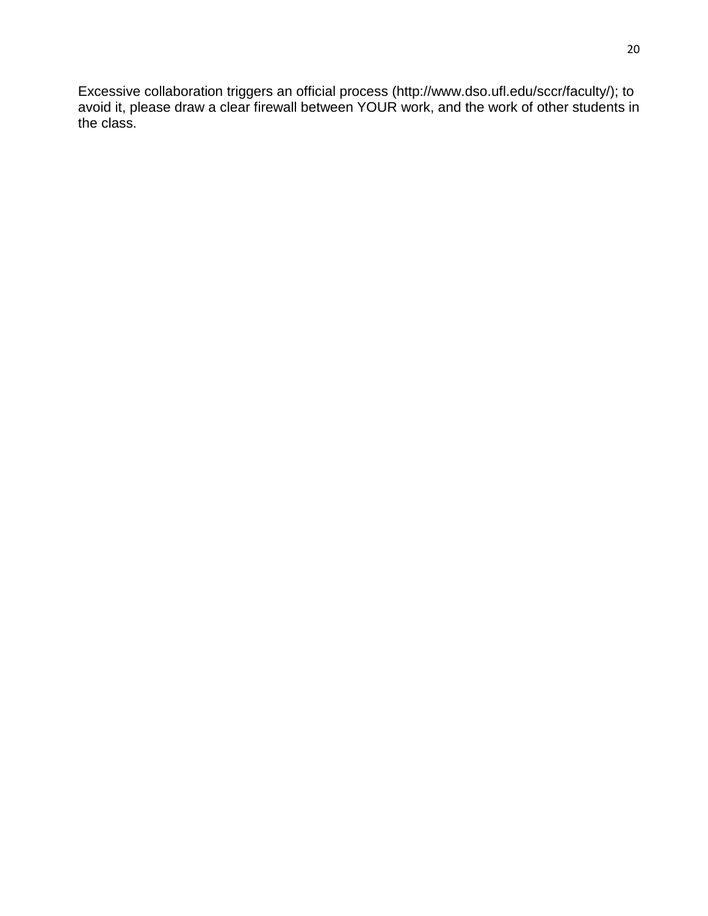Excessive collaboration triggers an official process (http://www.dso.ufl.edu/sccr/faculty/); to avoid it, please draw a clear firewall between YOUR work, and the work of other students in the class.